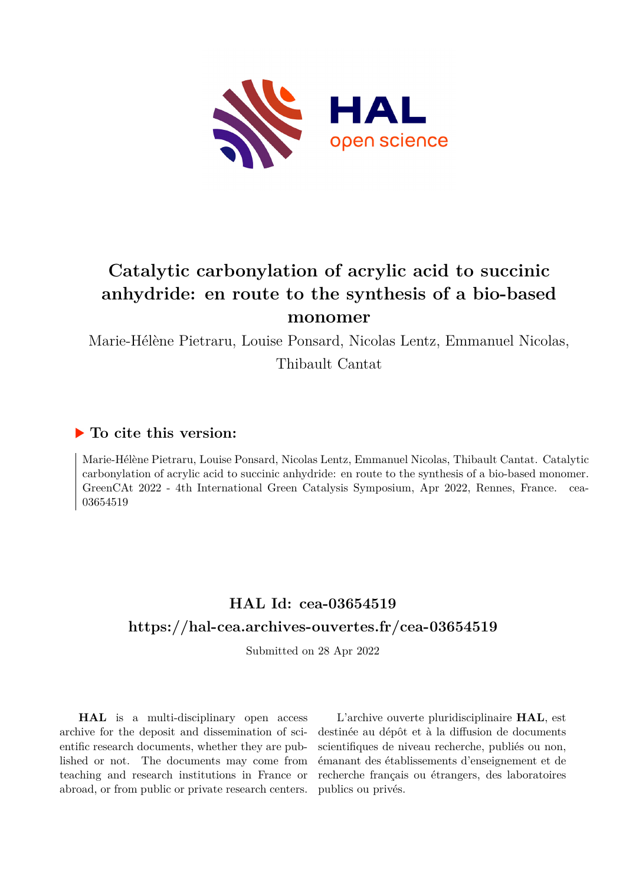# Catalytic carbonylation of acrylic acid to succinic anhydride: en route to the synthesis of a bio-based monomer

Marie-Hélène Pietraru, Louise Ponsard, Nicolas Lentz, Emmanuel Nicolas, Thibault Cantat

## ▶ To cite this version:

Marie-Hélène Pietraru, Louise Ponsard, Nicolas Lentz, Emmanuel Nicolas, Thibault Cantat. Catalytic carbonylation of acrylic acid to succinic anhydride: en route to the synthesis of a bio-based monomer. GreenCAt 2022 - 4th International Green Catalysis Symposium, Apr 2022, Rennes, France. cea-03654519

## HAL Id: cea-03654519

## https://hal-cea.archives-ouvertes.fr/cea-03654519

Submitted on 28 Apr 2022

**HAL** is a multi-disciplinary open access archive for the deposit and dissemination of scientific research documents, whether they are published or not. The documents may come from teaching and research institutions in France or abroad, or from public or private research centers.

L'archive ouverte pluridisciplinaire **HAL**, est destinée au dépôt et à la diffusion de documents scientifiques de niveau recherche, publiés ou non, émanant des établissements d'enseignement et de recherche français ou étrangers, des laboratoires publics ou privés.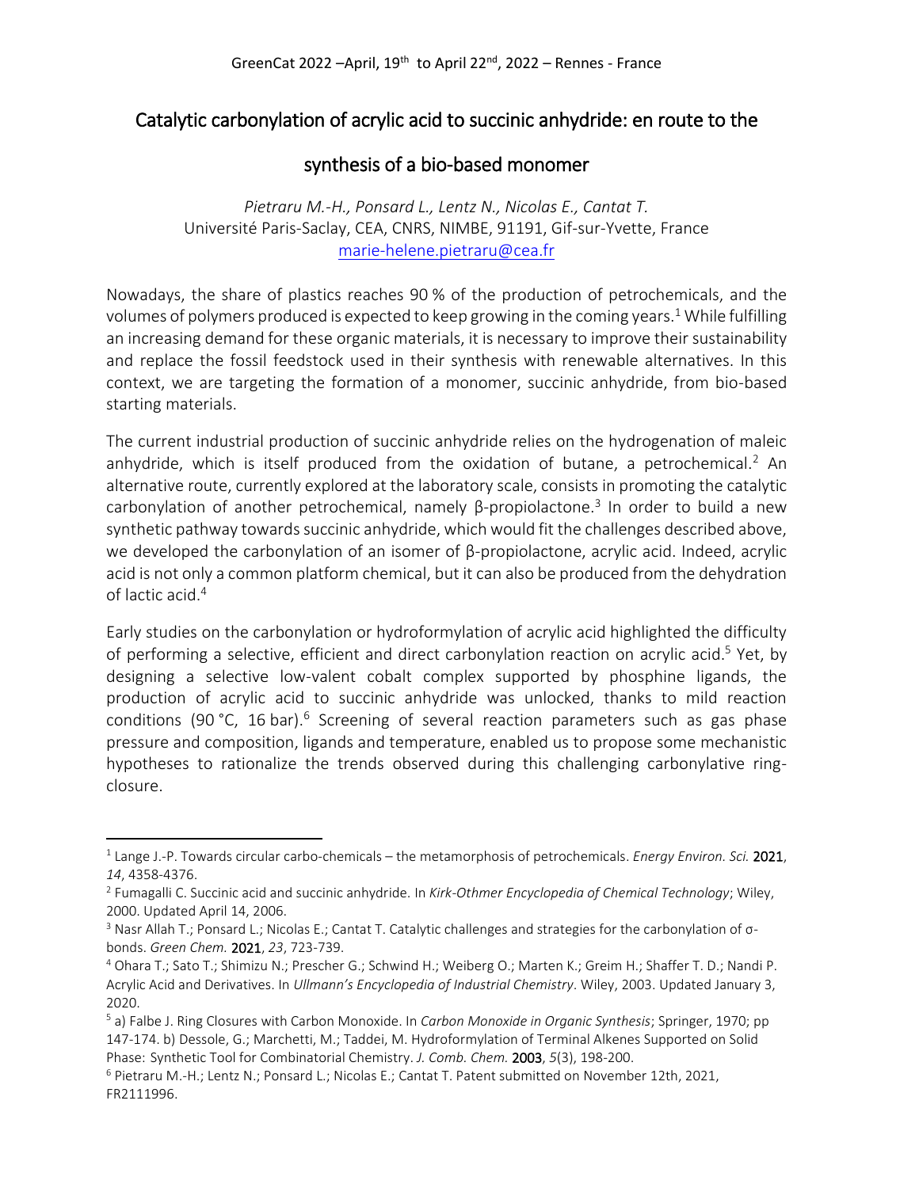GreenCat 2022 –April, 19th to April 22nd, 2022 – Rennes - France

# Catalytic carbonylation of acrylic acid to succinic anhydride: en route to the synthesis of a bio-based monomer

*Pietraru M.-H., Ponsard L., Lentz N., Nicolas E., Cantat T.*
Université Paris-Saclay, CEA, CNRS, NIMBE, 91191, Gif-sur-Yvette, France
marie-helene.pietraru@cea.fr

Nowadays, the share of plastics reaches 90 % of the production of petrochemicals, and the volumes of polymers produced is expected to keep growing in the coming years.[1] While fulfilling an increasing demand for these organic materials, it is necessary to improve their sustainability and replace the fossil feedstock used in their synthesis with renewable alternatives. In this context, we are targeting the formation of a monomer, succinic anhydride, from bio-based starting materials.

The current industrial production of succinic anhydride relies on the hydrogenation of maleic anhydride, which is itself produced from the oxidation of butane, a petrochemical.[2] An alternative route, currently explored at the laboratory scale, consists in promoting the catalytic carbonylation of another petrochemical, namely β-propiolactone.[3] In order to build a new synthetic pathway towards succinic anhydride, which would fit the challenges described above, we developed the carbonylation of an isomer of β-propiolactone, acrylic acid. Indeed, acrylic acid is not only a common platform chemical, but it can also be produced from the dehydration of lactic acid.[4]

Early studies on the carbonylation or hydroformylation of acrylic acid highlighted the difficulty of performing a selective, efficient and direct carbonylation reaction on acrylic acid.[5] Yet, by designing a selective low-valent cobalt complex supported by phosphine ligands, the production of acrylic acid to succinic anhydride was unlocked, thanks to mild reaction conditions (90 °C, 16 bar).[6] Screening of several reaction parameters such as gas phase pressure and composition, ligands and temperature, enabled us to propose some mechanistic hypotheses to rationalize the trends observed during this challenging carbonylative ring-closure.

---

[1] Lange J.-P. Towards circular carbo-chemicals – the metamorphosis of petrochemicals. *Energy Environ. Sci.* **2021**, *14*, 4358-4376.

[2] Fumagalli C. Succinic acid and succinic anhydride. In *Kirk-Othmer Encyclopedia of Chemical Technology*; Wiley, 2000. Updated April 14, 2006.

[3] Nasr Allah T.; Ponsard L.; Nicolas E.; Cantat T. Catalytic challenges and strategies for the carbonylation of σ-bonds. *Green Chem.* **2021**, *23*, 723-739.

[4] Ohara T.; Sato T.; Shimizu N.; Prescher G.; Schwind H.; Weiberg O.; Marten K.; Greim H.; Shaffer T. D.; Nandi P. Acrylic Acid and Derivatives. In *Ullmann's Encyclopedia of Industrial Chemistry*. Wiley, 2003. Updated January 3, 2020.

[5] a) Falbe J. Ring Closures with Carbon Monoxide. In *Carbon Monoxide in Organic Synthesis*; Springer, 1970; pp 147-174. b) Dessole, G.; Marchetti, M.; Taddei, M. Hydroformylation of Terminal Alkenes Supported on Solid Phase: Synthetic Tool for Combinatorial Chemistry. *J. Comb. Chem.* **2003**, *5*(3), 198-200.

[6] Pietraru M.-H.; Lentz N.; Ponsard L.; Nicolas E.; Cantat T. Patent submitted on November 12th, 2021, FR2111996.